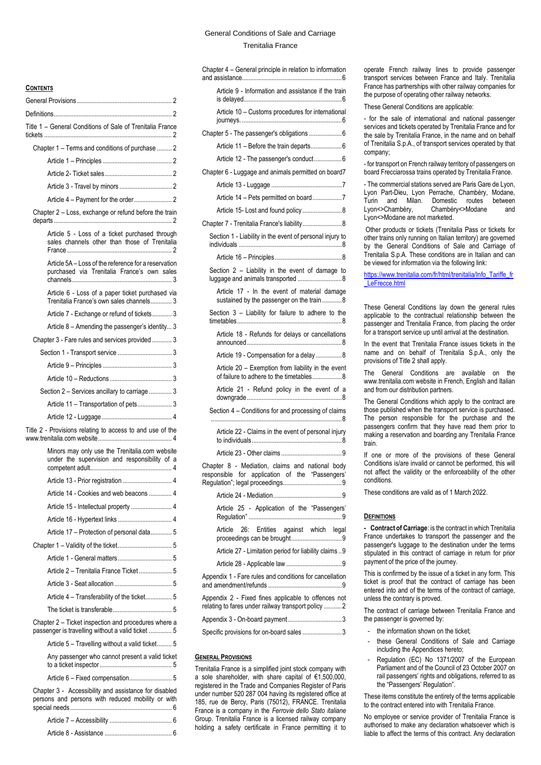# General Conditions of Sale and Carriage

Trenitalia France

## CONTENTS

General Provisions .......... 2

Definitions .......... 2

Title 1 – General Conditions of Sale of Trenitalia France tickets .......... 2

Chapter 1 – Terms and conditions of purchase .......... 2

Article 1 – Principles .......... 2

Article 2- Ticket sales .......... 2

Article 3 - Travel by minors .......... 2

Article 4 – Payment for the order .......... 2

Chapter 2 – Loss, exchange or refund before the train departs .......... 2

Article 5 - Loss of a ticket purchased through sales channels other than those of Trenitalia France .......... 2

Article 5A – Loss of the reference for a reservation purchased via Trenitalia France's own sales channels .......... 3

Article 6 - Loss of a paper ticket purchased via Trenitalia France's own sales channels .......... 3

Article 7 - Exchange or refund of tickets .......... 3

Article 8 – Amending the passenger's identity .......... 3

Chapter 3 - Fare rules and services provided .......... 3

Section 1 - Transport service .......... 3

Article 9 – Principles .......... 3

Article 10 – Reductions .......... 3

Section 2 – Services ancillary to carriage .......... 3

Article 11 – Transportation of pets .......... 3

Article 12 - Luggage .......... 4

Title 2 - Provisions relating to access to and use of the www.trenitalia.com website .......... 4

Minors may only use the Trenitalia.com website under the supervision and responsibility of a competent adult .......... 4

Article 13 - Prior registration .......... 4

Article 14 - Cookies and web beacons .......... 4

Article 15 - Intellectual property .......... 4

Article 16 - Hypertext links .......... 4

Article 17 – Protection of personal data .......... 5

Chapter 1 – Validity of the ticket .......... 5

Article 1 - General matters .......... 5

Article 2 – Trenitalia France Ticket .......... 5

Article 3 - Seat allocation .......... 5

Article 4 – Transferability of the ticket .......... 5

The ticket is transferable .......... 5

Chapter 2 – Ticket inspection and procedures where a passenger is travelling without a valid ticket .......... 5

Article 5 – Travelling without a valid ticket .......... 5

Any passenger who cannot present a valid ticket to a ticket inspector .......... 5

Article 6 – Fixed compensation .......... 5

Chapter 3 - Accessibility and assistance for disabled persons and persons with reduced mobility or with special needs .......... 6

Article 7 – Accessibility .......... 6

Article 8 - Assistance .......... 6

Chapter 4 – General principle in relation to information and assistance .......... 6

Article 9 - Information and assistance if the train is delayed .......... 6

Article 10 – Customs procedures for international journeys. .......... 6

Chapter 5 - The passenger's obligations .......... 6

Article 11 – Before the train departs .......... 6

Article 12 - The passenger's conduct .......... 6

Chapter 6 - Luggage and animals permitted on board .......... 7

Article 13 - Luggage .......... 7

Article 14 – Pets permitted on board .......... 7

Article 15- Lost and found policy .......... 8

Chapter 7 - Trenitalia France's liability .......... 8

Section 1 - Liability in the event of personal injury to individuals .......... 8

Article 16 – Principles .......... 8

Section 2 – Liability in the event of damage to luggage and animals transported .......... 8

Article 17 - In the event of material damage sustained by the passenger on the train .......... 8

Section 3 – Liability for failure to adhere to the timetables .......... 8

Article 18 - Refunds for delays or cancellations announced .......... 8

Article 19 - Compensation for a delay .......... 8

Article 20 – Exemption from liability in the event of failure to adhere to the timetables .......... 8

Article 21 - Refund policy in the event of a downgrade .......... 8

Section 4 – Conditions for and processing of claims .......... 8

Article 22 - Claims in the event of personal injury to individuals .......... 8

Article 23 - Other claims .......... 9

Chapter 8 - Mediation, claims and national body responsible for application of the "Passengers' Regulation"; legal proceedings .......... 9

Article 24 - Mediation .......... 9

Article 25 - Application of the "Passengers' Regulation" .......... 9

Article 26: Entities against which legal proceedings can be brought .......... 9

Article 27 - Limitation period for liability claims .......... 9

Article 28 - Applicable law .......... 9

Appendix 1 - Fare rules and conditions for cancellation and amendment/refunds .......... 9

Appendix 2 - Fixed fines applicable to offences not relating to fares under railway transport policy .......... 2

Appendix 3 - On-board payment .......... 3

Specific provisions for on-board sales .......... 3

## GENERAL PROVISIONS

Trenitalia France is a simplified joint stock company with a sole shareholder, with share capital of €1,500,000, registered in the Trade and Companies Register of Paris under number 520 287 004 having its registered office at 185, rue de Bercy, Paris (75012), FRANCE. Trenitalia France is a company in the *Ferrovie dello Stato italiane* Group. Trenitalia France is a licensed railway company holding a safety certificate in France permitting it to operate French railway lines to provide passenger transport services between France and Italy. Trenitalia France has partnerships with other railway companies for the purpose of operating other railway networks.

These General Conditions are applicable:

- for the sale of international and national passenger services and tickets operated by Trenitalia France and for the sale by Trenitalia France, in the name and on behalf of Trenitalia S.p.A., of transport services operated by that company;

- for transport on French railway territory of passengers on board Frecciarossa trains operated by Trenitalia France.

- The commercial stations served are Paris Gare de Lyon, Lyon Part-Dieu, Lyon Perrache, Chambéry, Modane, Turin and Milan. Domestic routes between Lyon<>Chambéry, Chambéry<>Modane and Lyon<>Modane are not marketed.

Other products or tickets (Trenitalia Pass or tickets for other trains only running on Italian territory) are governed by the General Conditions of Sale and Carriage of Trenitalia S.p.A. These conditions are in Italian and can be viewed for information via the following link:

https://www.trenitalia.com/fr/html/trenitalia/Info_Tariffe_fr_LeFrecce.html

These General Conditions lay down the general rules applicable to the contractual relationship between the passenger and Trenitalia France, from placing the order for a transport service up until arrival at the destination.

In the event that Trenitalia France issues tickets in the name and on behalf of Trenitalia S.p.A., only the provisions of Title 2 shall apply.

The General Conditions are available on the www.trenitalia.com website in French, English and Italian and from our distribution partners.

The General Conditions which apply to the contract are those published when the transport service is purchased. The person responsible for the purchase and the passengers confirm that they have read them prior to making a reservation and boarding any Trenitalia France train.

If one or more of the provisions of these General Conditions is/are invalid or cannot be performed, this will not affect the validity or the enforceability of the other conditions.

These conditions are valid as of 1 March 2022.

## DEFINITIONS

**- Contract of Carriage**: is the contract in which Trenitalia France undertakes to transport the passenger and the passenger's luggage to the destination under the terms stipulated in this contract of carriage in return for prior payment of the price of the journey.

This is confirmed by the issue of a ticket in any form. This ticket is proof that the contract of carriage has been entered into and of the terms of the contract of carriage, unless the contrary is proved.

The contract of carriage between Trenitalia France and the passenger is governed by:

- the information shown on the ticket;
- these General Conditions of Sale and Carriage including the Appendices hereto;
- Regulation (EC) No 1371/2007 of the European Parliament and of the Council of 23 October 2007 on rail passengers' rights and obligations, referred to as the "Passengers' Regulation".

These items constitute the entirety of the terms applicable to the contract entered into with Trenitalia France.

No employee or service provider of Trenitalia France is authorised to make any declaration whatsoever which is liable to affect the terms of this contract. Any declaration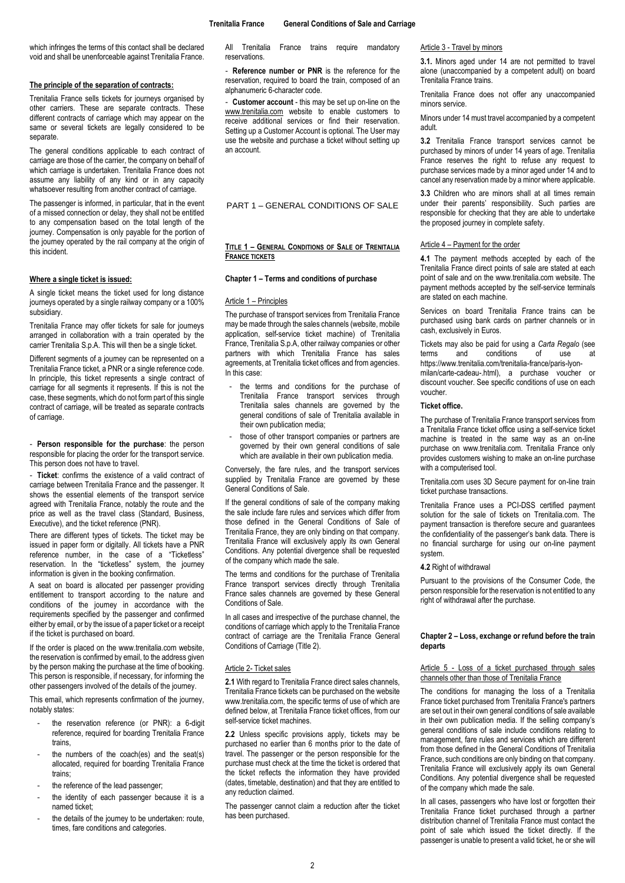which infringes the terms of this contact shall be declared void and shall be unenforceable against Trenitalia France.

**The principle of the separation of contracts:**

Trenitalia France sells tickets for journeys organised by other carriers. These are separate contracts. These different contracts of carriage which may appear on the same or several tickets are legally considered to be separate.

The general conditions applicable to each contract of carriage are those of the carrier, the company on behalf of which carriage is undertaken. Trenitalia France does not assume any liability of any kind or in any capacity whatsoever resulting from another contract of carriage.

The passenger is informed, in particular, that in the event of a missed connection or delay, they shall not be entitled to any compensation based on the total length of the journey. Compensation is only payable for the portion of the journey operated by the rail company at the origin of this incident.

**Where a single ticket is issued:**

A single ticket means the ticket used for long distance journeys operated by a single railway company or a 100% subsidiary.

Trenitalia France may offer tickets for sale for journeys arranged in collaboration with a train operated by the carrier Trenitalia S.p.A. This will then be a single ticket.

Different segments of a journey can be represented on a Trenitalia France ticket, a PNR or a single reference code. In principle, this ticket represents a single contract of carriage for all segments it represents. If this is not the case, these segments, which do not form part of this single contract of carriage, will be treated as separate contracts of carriage.

- **Person responsible for the purchase**: the person responsible for placing the order for the transport service. This person does not have to travel.

- **Ticket**: confirms the existence of a valid contract of carriage between Trenitalia France and the passenger. It shows the essential elements of the transport service agreed with Trenitalia France, notably the route and the price as well as the travel class (Standard, Business, Executive), and the ticket reference (PNR).

There are different types of tickets. The ticket may be issued in paper form or digitally. All tickets have a PNR reference number, in the case of a "Ticketless" reservation. In the "ticketless" system, the journey information is given in the booking confirmation.

A seat on board is allocated per passenger providing entitlement to transport according to the nature and conditions of the journey in accordance with the requirements specified by the passenger and confirmed either by email, or by the issue of a paper ticket or a receipt if the ticket is purchased on board.

If the order is placed on the www.trenitalia.com website, the reservation is confirmed by email, to the address given by the person making the purchase at the time of booking. This person is responsible, if necessary, for informing the other passengers involved of the details of the journey.

This email, which represents confirmation of the journey, notably states:

- the reservation reference (or PNR): a 6-digit reference, required for boarding Trenitalia France trains,
- the numbers of the coach(es) and the seat(s) allocated, required for boarding Trenitalia France trains;
- the reference of the lead passenger;
- the identity of each passenger because it is a named ticket;
- the details of the journey to be undertaken: route, times, fare conditions and categories.

All Trenitalia France trains require mandatory reservations.

- **Reference number or PNR** is the reference for the reservation, required to board the train, composed of an alphanumeric 6-character code.

- **Customer account** - this may be set up on-line on the www.trenitalia.com website to enable customers to receive additional services or find their reservation. Setting up a Customer Account is optional. The User may use the website and purchase a ticket without setting up an account.

# PART 1 – GENERAL CONDITIONS OF SALE

## TITLE 1 – GENERAL CONDITIONS OF SALE OF TRENITALIA FRANCE TICKETS

### Chapter 1 – Terms and conditions of purchase

#### Article 1 – Principles

The purchase of transport services from Trenitalia France may be made through the sales channels (website, mobile application, self-service ticket machine) of Trenitalia France, Trenitalia S.p.A, other railway companies or other partners with which Trenitalia France has sales agreements, at Trenitalia ticket offices and from agencies. In this case:

- the terms and conditions for the purchase of Trenitalia France transport services through Trenitalia sales channels are governed by the general conditions of sale of Trenitalia available in their own publication media;
- those of other transport companies or partners are governed by their own general conditions of sale which are available in their own publication media.

Conversely, the fare rules, and the transport services supplied by Trenitalia France are governed by these General Conditions of Sale.

If the general conditions of sale of the company making the sale include fare rules and services which differ from those defined in the General Conditions of Sale of Trenitalia France, they are only binding on that company. Trenitalia France will exclusively apply its own General Conditions. Any potential divergence shall be requested of the company which made the sale.

The terms and conditions for the purchase of Trenitalia France transport services directly through Trenitalia France sales channels are governed by these General Conditions of Sale.

In all cases and irrespective of the purchase channel, the conditions of carriage which apply to the Trenitalia France contract of carriage are the Trenitalia France General Conditions of Carriage (Title 2).

#### Article 2- Ticket sales

**2.1** With regard to Trenitalia France direct sales channels, Trenitalia France tickets can be purchased on the website www.trenitalia.com, the specific terms of use of which are defined below, at Trenitalia France ticket offices, from our self-service ticket machines.

**2.2** Unless specific provisions apply, tickets may be purchased no earlier than 6 months prior to the date of travel. The passenger or the person responsible for the purchase must check at the time the ticket is ordered that the ticket reflects the information they have provided (dates, timetable, destination) and that they are entitled to any reduction claimed.

The passenger cannot claim a reduction after the ticket has been purchased.

#### Article 3 - Travel by minors

**3.1.** Minors aged under 14 are not permitted to travel alone (unaccompanied by a competent adult) on board Trenitalia France trains.

Trenitalia France does not offer any unaccompanied minors service.

Minors under 14 must travel accompanied by a competent adult.

**3.2** Trenitalia France transport services cannot be purchased by minors of under 14 years of age. Trenitalia France reserves the right to refuse any request to purchase services made by a minor aged under 14 and to cancel any reservation made by a minor where applicable.

**3.3** Children who are minors shall at all times remain under their parents' responsibility. Such parties are responsible for checking that they are able to undertake the proposed journey in complete safety.

#### Article 4 – Payment for the order

**4.1** The payment methods accepted by each of the Trenitalia France direct points of sale are stated at each point of sale and on the www.trenitalia.com website. The payment methods accepted by the self-service terminals are stated on each machine.

Services on board Trenitalia France trains can be purchased using bank cards on partner channels or in cash, exclusively in Euros.

Tickets may also be paid for using a *Carta Regalo* (see terms and conditions of use at https://www.trenitalia.com/trenitalia-france/paris-lyon-milan/carte-cadeau-.html), a purchase voucher or discount voucher. See specific conditions of use on each voucher.

**Ticket office.**

The purchase of Trenitalia France transport services from a Trenitalia France ticket office using a self-service ticket machine is treated in the same way as an on-line purchase on www.trenitalia.com. Trenitalia France only provides customers wishing to make an on-line purchase with a computerised tool.

Trenitalia.com uses 3D Secure payment for on-line train ticket purchase transactions.

Trenitalia France uses a PCI-DSS certified payment solution for the sale of tickets on Trenitalia.com. The payment transaction is therefore secure and guarantees the confidentiality of the passenger's bank data. There is no financial surcharge for using our on-line payment system.

**4.2** Right of withdrawal

Pursuant to the provisions of the Consumer Code, the person responsible for the reservation is not entitled to any right of withdrawal after the purchase.

### Chapter 2 – Loss, exchange or refund before the train departs

#### Article 5 - Loss of a ticket purchased through sales channels other than those of Trenitalia France

The conditions for managing the loss of a Trenitalia France ticket purchased from Trenitalia France's partners are set out in their own general conditions of sale available in their own publication media. If the selling company's general conditions of sale include conditions relating to management, fare rules and services which are different from those defined in the General Conditions of Trenitalia France, such conditions are only binding on that company. Trenitalia France will exclusively apply its own General Conditions. Any potential divergence shall be requested of the company which made the sale.

In all cases, passengers who have lost or forgotten their Trenitalia France ticket purchased through a partner distribution channel of Trenitalia France must contact the point of sale which issued the ticket directly. If the passenger is unable to present a valid ticket, he or she will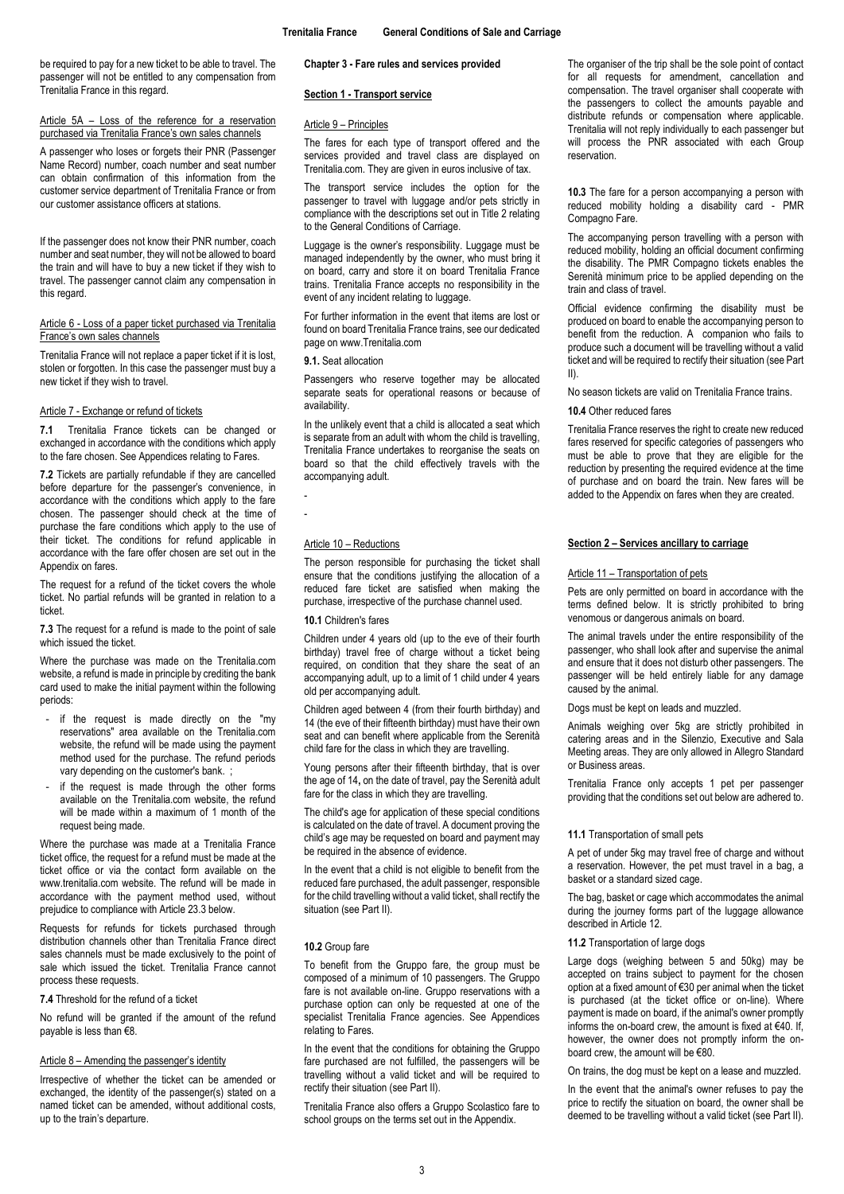be required to pay for a new ticket to be able to travel. The passenger will not be entitled to any compensation from Trenitalia France in this regard.

Article 5A – Loss of the reference for a reservation purchased via Trenitalia France's own sales channels

A passenger who loses or forgets their PNR (Passenger Name Record) number, coach number and seat number can obtain confirmation of this information from the customer service department of Trenitalia France or from our customer assistance officers at stations.

If the passenger does not know their PNR number, coach number and seat number, they will not be allowed to board the train and will have to buy a new ticket if they wish to travel. The passenger cannot claim any compensation in this regard.

Article 6 - Loss of a paper ticket purchased via Trenitalia France's own sales channels

Trenitalia France will not replace a paper ticket if it is lost, stolen or forgotten. In this case the passenger must buy a new ticket if they wish to travel.

Article 7 - Exchange or refund of tickets

**7.1** Trenitalia France tickets can be changed or exchanged in accordance with the conditions which apply to the fare chosen. See Appendices relating to Fares.

**7.2** Tickets are partially refundable if they are cancelled before departure for the passenger's convenience, in accordance with the conditions which apply to the fare chosen. The passenger should check at the time of purchase the fare conditions which apply to the use of their ticket. The conditions for refund applicable in accordance with the fare offer chosen are set out in the Appendix on fares.

The request for a refund of the ticket covers the whole ticket. No partial refunds will be granted in relation to a ticket.

**7.3** The request for a refund is made to the point of sale which issued the ticket.

Where the purchase was made on the Trenitalia.com website, a refund is made in principle by crediting the bank card used to make the initial payment within the following periods:

- if the request is made directly on the "my reservations" area available on the Trenitalia.com website, the refund will be made using the payment method used for the purchase. The refund periods vary depending on the customer's bank. ;
- if the request is made through the other forms available on the Trenitalia.com website, the refund will be made within a maximum of 1 month of the request being made.

Where the purchase was made at a Trenitalia France ticket office, the request for a refund must be made at the ticket office or via the contact form available on the www.trenitalia.com website. The refund will be made in accordance with the payment method used, without prejudice to compliance with Article 23.3 below.

Requests for refunds for tickets purchased through distribution channels other than Trenitalia France direct sales channels must be made exclusively to the point of sale which issued the ticket. Trenitalia France cannot process these requests.

**7.4** Threshold for the refund of a ticket

No refund will be granted if the amount of the refund payable is less than €8.

Article 8 – Amending the passenger's identity

Irrespective of whether the ticket can be amended or exchanged, the identity of the passenger(s) stated on a named ticket can be amended, without additional costs, up to the train's departure.

**Chapter 3 - Fare rules and services provided**

**Section 1 - Transport service**

Article 9 – Principles

The fares for each type of transport offered and the services provided and travel class are displayed on Trenitalia.com. They are given in euros inclusive of tax.

The transport service includes the option for the passenger to travel with luggage and/or pets strictly in compliance with the descriptions set out in Title 2 relating to the General Conditions of Carriage.

Luggage is the owner's responsibility. Luggage must be managed independently by the owner, who must bring it on board, carry and store it on board Trenitalia France trains. Trenitalia France accepts no responsibility in the event of any incident relating to luggage.

For further information in the event that items are lost or found on board Trenitalia France trains, see our dedicated page on www.Trenitalia.com

**9.1.** Seat allocation

Passengers who reserve together may be allocated separate seats for operational reasons or because of availability.

In the unlikely event that a child is allocated a seat which is separate from an adult with whom the child is travelling, Trenitalia France undertakes to reorganise the seats on board so that the child effectively travels with the accompanying adult.

-

-

Article 10 – Reductions

The person responsible for purchasing the ticket shall ensure that the conditions justifying the allocation of a reduced fare ticket are satisfied when making the purchase, irrespective of the purchase channel used.

**10.1** Children's fares

Children under 4 years old (up to the eve of their fourth birthday) travel free of charge without a ticket being required, on condition that they share the seat of an accompanying adult, up to a limit of 1 child under 4 years old per accompanying adult.

Children aged between 4 (from their fourth birthday) and 14 (the eve of their fifteenth birthday) must have their own seat and can benefit where applicable from the Serenità child fare for the class in which they are travelling.

Young persons after their fifteenth birthday, that is over the age of 14**,** on the date of travel, pay the Serenità adult fare for the class in which they are travelling.

The child's age for application of these special conditions is calculated on the date of travel. A document proving the child's age may be requested on board and payment may be required in the absence of evidence.

In the event that a child is not eligible to benefit from the reduced fare purchased, the adult passenger, responsible for the child travelling without a valid ticket, shall rectify the situation (see Part II).

**10.2** Group fare

To benefit from the Gruppo fare, the group must be composed of a minimum of 10 passengers. The Gruppo fare is not available on-line. Gruppo reservations with a purchase option can only be requested at one of the specialist Trenitalia France agencies. See Appendices relating to Fares.

In the event that the conditions for obtaining the Gruppo fare purchased are not fulfilled, the passengers will be travelling without a valid ticket and will be required to rectify their situation (see Part II).

Trenitalia France also offers a Gruppo Scolastico fare to school groups on the terms set out in the Appendix.

The organiser of the trip shall be the sole point of contact for all requests for amendment, cancellation and compensation. The travel organiser shall cooperate with the passengers to collect the amounts payable and distribute refunds or compensation where applicable. Trenitalia will not reply individually to each passenger but will process the PNR associated with each Group reservation.

**10.3** The fare for a person accompanying a person with reduced mobility holding a disability card - PMR Compagno Fare.

The accompanying person travelling with a person with reduced mobility, holding an official document confirming the disability. The PMR Compagno tickets enables the Serenità minimum price to be applied depending on the train and class of travel.

Official evidence confirming the disability must be produced on board to enable the accompanying person to benefit from the reduction. A companion who fails to produce such a document will be travelling without a valid ticket and will be required to rectify their situation (see Part II).

No season tickets are valid on Trenitalia France trains.

**10.4** Other reduced fares

Trenitalia France reserves the right to create new reduced fares reserved for specific categories of passengers who must be able to prove that they are eligible for the reduction by presenting the required evidence at the time of purchase and on board the train. New fares will be added to the Appendix on fares when they are created.

**Section 2 – Services ancillary to carriage**

Article 11 – Transportation of pets

Pets are only permitted on board in accordance with the terms defined below. It is strictly prohibited to bring venomous or dangerous animals on board.

The animal travels under the entire responsibility of the passenger, who shall look after and supervise the animal and ensure that it does not disturb other passengers. The passenger will be held entirely liable for any damage caused by the animal.

Dogs must be kept on leads and muzzled.

Animals weighing over 5kg are strictly prohibited in catering areas and in the Silenzio, Executive and Sala Meeting areas. They are only allowed in Allegro Standard or Business areas.

Trenitalia France only accepts 1 pet per passenger providing that the conditions set out below are adhered to.

**11.1** Transportation of small pets

A pet of under 5kg may travel free of charge and without a reservation. However, the pet must travel in a bag, a basket or a standard sized cage.

The bag, basket or cage which accommodates the animal during the journey forms part of the luggage allowance described in Article 12.

**11.2** Transportation of large dogs

Large dogs (weighing between 5 and 50kg) may be accepted on trains subject to payment for the chosen option at a fixed amount of €30 per animal when the ticket is purchased (at the ticket office or on-line). Where payment is made on board, if the animal's owner promptly informs the on-board crew, the amount is fixed at €40. If, however, the owner does not promptly inform the on-board crew, the amount will be €80.

On trains, the dog must be kept on a lease and muzzled.

In the event that the animal's owner refuses to pay the price to rectify the situation on board, the owner shall be deemed to be travelling without a valid ticket (see Part II).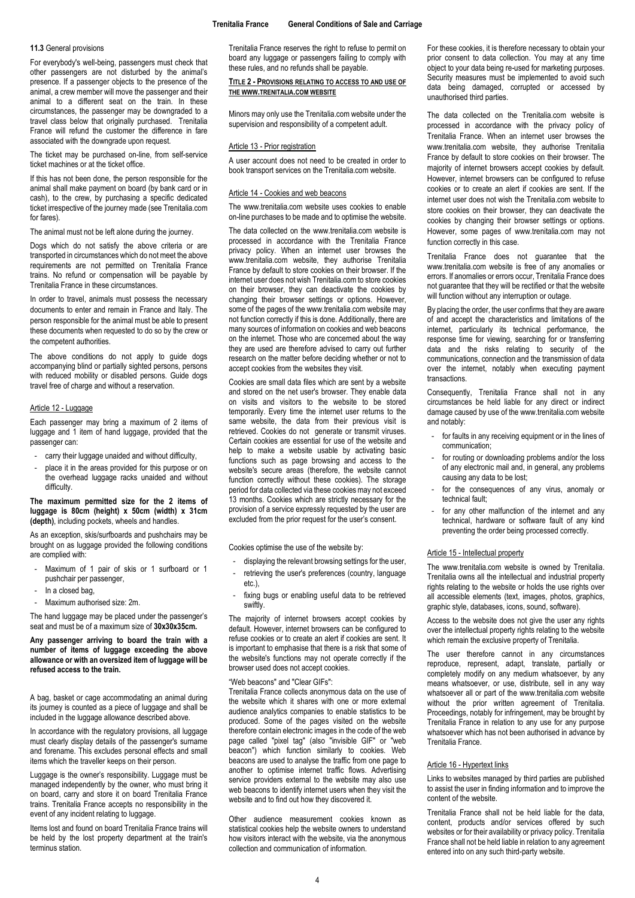**11.3** General provisions

For everybody's well-being, passengers must check that other passengers are not disturbed by the animal's presence. If a passenger objects to the presence of the animal, a crew member will move the passenger and their animal to a different seat on the train. In these circumstances, the passenger may be downgraded to a travel class below that originally purchased. Trenitalia France will refund the customer the difference in fare associated with the downgrade upon request.

The ticket may be purchased on-line, from self-service ticket machines or at the ticket office.

If this has not been done, the person responsible for the animal shall make payment on board (by bank card or in cash), to the crew, by purchasing a specific dedicated ticket irrespective of the journey made (see Trenitalia.com for fares).

The animal must not be left alone during the journey.

Dogs which do not satisfy the above criteria or are transported in circumstances which do not meet the above requirements are not permitted on Trenitalia France trains. No refund or compensation will be payable by Trenitalia France in these circumstances.

In order to travel, animals must possess the necessary documents to enter and remain in France and Italy. The person responsible for the animal must be able to present these documents when requested to do so by the crew or the competent authorities.

The above conditions do not apply to guide dogs accompanying blind or partially sighted persons, persons with reduced mobility or disabled persons. Guide dogs travel free of charge and without a reservation.

### Article 12 - Luggage

Each passenger may bring a maximum of 2 items of luggage and 1 item of hand luggage, provided that the passenger can:

- carry their luggage unaided and without difficulty,
- place it in the areas provided for this purpose or on the overhead luggage racks unaided and without difficulty.

**The maximum permitted size for the 2 items of luggage is 80cm (height) x 50cm (width) x 31cm (depth)**, including pockets, wheels and handles.

As an exception, skis/surfboards and pushchairs may be brought on as luggage provided the following conditions are complied with:

- Maximum of 1 pair of skis or 1 surfboard or 1 pushchair per passenger,
- In a closed bag,
- Maximum authorised size: 2m.

The hand luggage may be placed under the passenger's seat and must be of a maximum size of **30x30x35cm.**

**Any passenger arriving to board the train with a number of items of luggage exceeding the above allowance or with an oversized item of luggage will be refused access to the train.**

A bag, basket or cage accommodating an animal during its journey is counted as a piece of luggage and shall be included in the luggage allowance described above.

In accordance with the regulatory provisions, all luggage must clearly display details of the passenger's surname and forename. This excludes personal effects and small items which the traveller keeps on their person.

Luggage is the owner's responsibility. Luggage must be managed independently by the owner, who must bring it on board, carry and store it on board Trenitalia France trains. Trenitalia France accepts no responsibility in the event of any incident relating to luggage.

Items lost and found on board Trenitalia France trains will be held by the lost property department at the train's terminus station.

Trenitalia France reserves the right to refuse to permit on board any luggage or passengers failing to comply with these rules, and no refunds shall be payable.

## TITLE 2 - PROVISIONS RELATING TO ACCESS TO AND USE OF THE WWW.TRENITALIA.COM WEBSITE

Minors may only use the Trenitalia.com website under the supervision and responsibility of a competent adult.

### Article 13 - Prior registration

A user account does not need to be created in order to book transport services on the Trenitalia.com website.

### Article 14 - Cookies and web beacons

The www.trenitalia.com website uses cookies to enable on-line purchases to be made and to optimise the website.

The data collected on the www.trenitalia.com website is processed in accordance with the Trenitalia France privacy policy. When an internet user browses the www.trenitalia.com website, they authorise Trenitalia France by default to store cookies on their browser. If the internet user does not wish Trenitalia.com to store cookies on their browser, they can deactivate the cookies by changing their browser settings or options. However, some of the pages of the www.trenitalia.com website may not function correctly if this is done. Additionally, there are many sources of information on cookies and web beacons on the internet. Those who are concerned about the way they are used are therefore advised to carry out further research on the matter before deciding whether or not to accept cookies from the websites they visit.

Cookies are small data files which are sent by a website and stored on the net user's browser. They enable data on visits and visitors to the website to be stored temporarily. Every time the internet user returns to the same website, the data from their previous visit is retrieved. Cookies do not generate or transmit viruses. Certain cookies are essential for use of the website and help to make a website usable by activating basic functions such as page browsing and access to the website's secure areas (therefore, the website cannot function correctly without these cookies). The storage period for data collected via these cookies may not exceed 13 months. Cookies which are strictly necessary for the provision of a service expressly requested by the user are excluded from the prior request for the user's consent.

Cookies optimise the use of the website by:

- displaying the relevant browsing settings for the user,
- retrieving the user's preferences (country, language etc.),
- fixing bugs or enabling useful data to be retrieved swiftly.

The majority of internet browsers accept cookies by default. However, internet browsers can be configured to refuse cookies or to create an alert if cookies are sent. It is important to emphasise that there is a risk that some of the website's functions may not operate correctly if the browser used does not accept cookies.

"Web beacons" and "Clear GIFs":
Trenitalia France collects anonymous data on the use of the website which it shares with one or more external audience analytics companies to enable statistics to be produced. Some of the pages visited on the website therefore contain electronic images in the code of the web page called "pixel tag" (also "invisible GIF" or "web beacon") which function similarly to cookies. Web beacons are used to analyse the traffic from one page to another to optimise internet traffic flows. Advertising service providers external to the website may also use web beacons to identify internet users when they visit the website and to find out how they discovered it.

Other audience measurement cookies known as statistical cookies help the website owners to understand how visitors interact with the website, via the anonymous collection and communication of information.

For these cookies, it is therefore necessary to obtain your prior consent to data collection. You may at any time object to your data being re-used for marketing purposes. Security measures must be implemented to avoid such data being damaged, corrupted or accessed by unauthorised third parties.

The data collected on the Trenitalia.com website is processed in accordance with the privacy policy of Trenitalia France. When an internet user browses the www.trenitalia.com website, they authorise Trenitalia France by default to store cookies on their browser. The majority of internet browsers accept cookies by default. However, internet browsers can be configured to refuse cookies or to create an alert if cookies are sent. If the internet user does not wish the Trenitalia.com website to store cookies on their browser, they can deactivate the cookies by changing their browser settings or options. However, some pages of www.trenitalia.com may not function correctly in this case.

Trenitalia France does not guarantee that the www.trenitalia.com website is free of any anomalies or errors. If anomalies or errors occur, Trenitalia France does not guarantee that they will be rectified or that the website will function without any interruption or outage.

By placing the order, the user confirms that they are aware of and accept the characteristics and limitations of the internet, particularly its technical performance, the response time for viewing, searching for or transferring data and the risks relating to security of the communications, connection and the transmission of data over the internet, notably when executing payment transactions.

Consequently, Trenitalia France shall not in any circumstances be held liable for any direct or indirect damage caused by use of the www.trenitalia.com website and notably:

- for faults in any receiving equipment or in the lines of communication;
- for routing or downloading problems and/or the loss of any electronic mail and, in general, any problems causing any data to be lost;
- for the consequences of any virus, anomaly or technical fault;
- for any other malfunction of the internet and any technical, hardware or software fault of any kind preventing the order being processed correctly.

### Article 15 - Intellectual property

The www.trenitalia.com website is owned by Trenitalia. Trenitalia owns all the intellectual and industrial property rights relating to the website or holds the use rights over all accessible elements (text, images, photos, graphics, graphic style, databases, icons, sound, software).

Access to the website does not give the user any rights over the intellectual property rights relating to the website which remain the exclusive property of Trenitalia.

The user therefore cannot in any circumstances reproduce, represent, adapt, translate, partially or completely modify on any medium whatsoever, by any means whatsoever, or use, distribute, sell in any way whatsoever all or part of the www.trenitalia.com website without the prior written agreement of Trenitalia. Proceedings, notably for infringement, may be brought by Trenitalia France in relation to any use for any purpose whatsoever which has not been authorised in advance by Trenitalia France.

### Article 16 - Hypertext links

Links to websites managed by third parties are published to assist the user in finding information and to improve the content of the website.

Trenitalia France shall not be held liable for the data, content, products and/or services offered by such websites or for their availability or privacy policy. Trenitalia France shall not be held liable in relation to any agreement entered into on any such third-party website.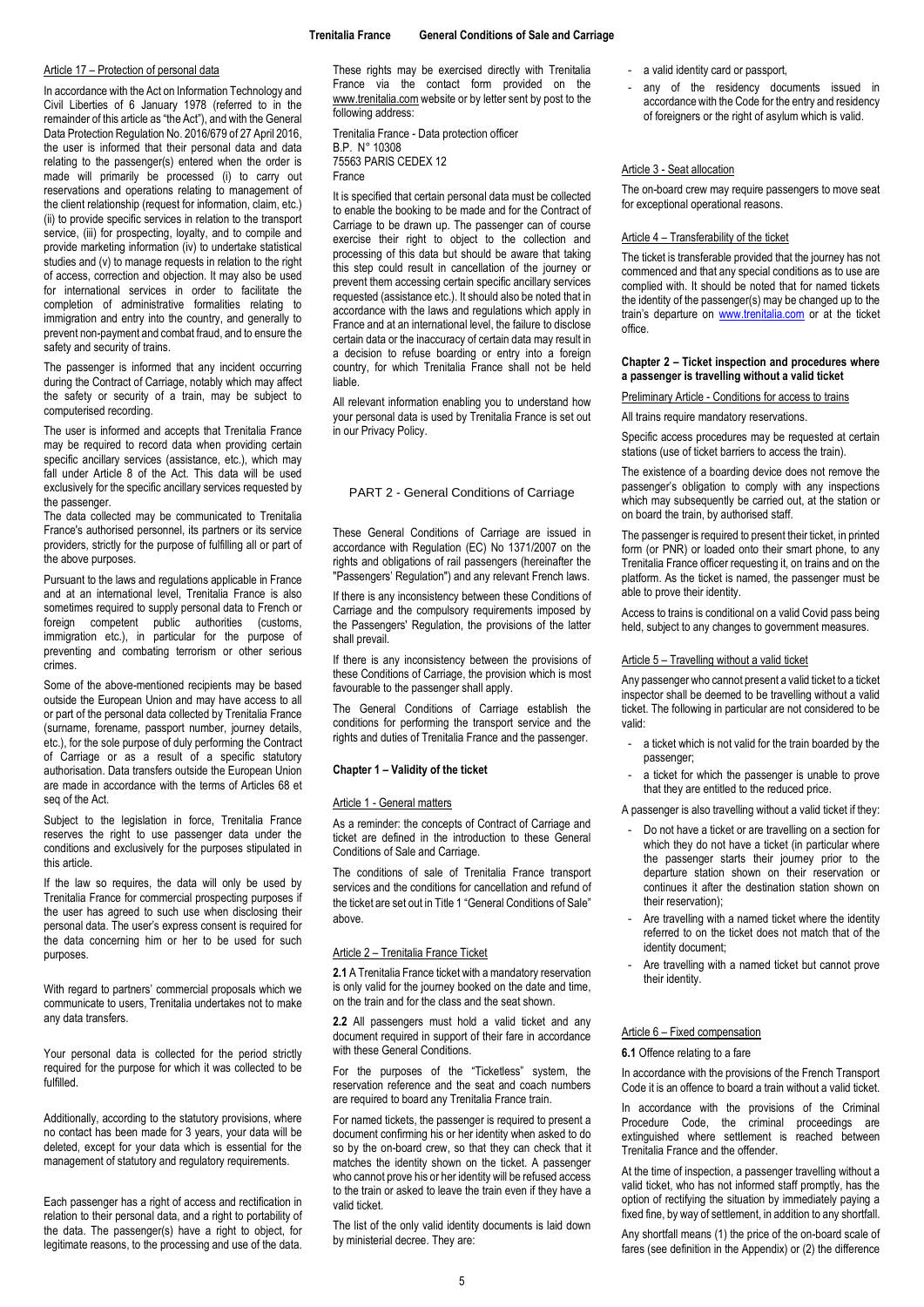#### Article 17 – Protection of personal data

In accordance with the Act on Information Technology and Civil Liberties of 6 January 1978 (referred to in the remainder of this article as "the Act"), and with the General Data Protection Regulation No. 2016/679 of 27 April 2016, the user is informed that their personal data and data relating to the passenger(s) entered when the order is made will primarily be processed (i) to carry out reservations and operations relating to management of the client relationship (request for information, claim, etc.) (ii) to provide specific services in relation to the transport service, (iii) for prospecting, loyalty, and to compile and provide marketing information (iv) to undertake statistical studies and (v) to manage requests in relation to the right of access, correction and objection. It may also be used for international services in order to facilitate the completion of administrative formalities relating to immigration and entry into the country, and generally to prevent non-payment and combat fraud, and to ensure the safety and security of trains.

The passenger is informed that any incident occurring during the Contract of Carriage, notably which may affect the safety or security of a train, may be subject to computerised recording.

The user is informed and accepts that Trenitalia France may be required to record data when providing certain specific ancillary services (assistance, etc.), which may fall under Article 8 of the Act. This data will be used exclusively for the specific ancillary services requested by the passenger.

The data collected may be communicated to Trenitalia France's authorised personnel, its partners or its service providers, strictly for the purpose of fulfilling all or part of the above purposes.

Pursuant to the laws and regulations applicable in France and at an international level, Trenitalia France is also sometimes required to supply personal data to French or foreign competent public authorities (customs, immigration etc.), in particular for the purpose of preventing and combating terrorism or other serious crimes.

Some of the above-mentioned recipients may be based outside the European Union and may have access to all or part of the personal data collected by Trenitalia France (surname, forename, passport number, journey details, etc.), for the sole purpose of duly performing the Contract of Carriage or as a result of a specific statutory authorisation. Data transfers outside the European Union are made in accordance with the terms of Articles 68 et seq of the Act.

Subject to the legislation in force, Trenitalia France reserves the right to use passenger data under the conditions and exclusively for the purposes stipulated in this article.

If the law so requires, the data will only be used by Trenitalia France for commercial prospecting purposes if the user has agreed to such use when disclosing their personal data. The user's express consent is required for the data concerning him or her to be used for such purposes.

With regard to partners' commercial proposals which we communicate to users, Trenitalia undertakes not to make any data transfers.

Your personal data is collected for the period strictly required for the purpose for which it was collected to be fulfilled.

Additionally, according to the statutory provisions, where no contact has been made for 3 years, your data will be deleted, except for your data which is essential for the management of statutory and regulatory requirements.

Each passenger has a right of access and rectification in relation to their personal data, and a right to portability of the data. The passenger(s) have a right to object, for legitimate reasons, to the processing and use of the data. These rights may be exercised directly with Trenitalia France via the contact form provided on the www.trenitalia.com website or by letter sent by post to the following address:

Trenitalia France - Data protection officer
B.P. N° 10308
75563 PARIS CEDEX 12
France

It is specified that certain personal data must be collected to enable the booking to be made and for the Contract of Carriage to be drawn up. The passenger can of course exercise their right to object to the collection and processing of this data but should be aware that taking this step could result in cancellation of the journey or prevent them accessing certain specific ancillary services requested (assistance etc.). It should also be noted that in accordance with the laws and regulations which apply in France and at an international level, the failure to disclose certain data or the inaccuracy of certain data may result in a decision to refuse boarding or entry into a foreign country, for which Trenitalia France shall not be held liable.

All relevant information enabling you to understand how your personal data is used by Trenitalia France is set out in our Privacy Policy.

## PART 2 - General Conditions of Carriage

These General Conditions of Carriage are issued in accordance with Regulation (EC) No 1371/2007 on the rights and obligations of rail passengers (hereinafter the "Passengers' Regulation") and any relevant French laws.

If there is any inconsistency between these Conditions of Carriage and the compulsory requirements imposed by the Passengers' Regulation, the provisions of the latter shall prevail.

If there is any inconsistency between the provisions of these Conditions of Carriage, the provision which is most favourable to the passenger shall apply.

The General Conditions of Carriage establish the conditions for performing the transport service and the rights and duties of Trenitalia France and the passenger.

### Chapter 1 – Validity of the ticket

#### Article 1 - General matters

As a reminder: the concepts of Contract of Carriage and ticket are defined in the introduction to these General Conditions of Sale and Carriage.

The conditions of sale of Trenitalia France transport services and the conditions for cancellation and refund of the ticket are set out in Title 1 "General Conditions of Sale" above.

#### Article 2 – Trenitalia France Ticket

**2.1** A Trenitalia France ticket with a mandatory reservation is only valid for the journey booked on the date and time, on the train and for the class and the seat shown.

**2.2** All passengers must hold a valid ticket and any document required in support of their fare in accordance with these General Conditions.

For the purposes of the "Ticketless" system, the reservation reference and the seat and coach numbers are required to board any Trenitalia France train.

For named tickets, the passenger is required to present a document confirming his or her identity when asked to do so by the on-board crew, so that they can check that it matches the identity shown on the ticket. A passenger who cannot prove his or her identity will be refused access to the train or asked to leave the train even if they have a valid ticket.

The list of the only valid identity documents is laid down by ministerial decree. They are:

- a valid identity card or passport,
- any of the residency documents issued in accordance with the Code for the entry and residency of foreigners or the right of asylum which is valid.

#### Article 3 - Seat allocation

The on-board crew may require passengers to move seat for exceptional operational reasons.

#### Article 4 – Transferability of the ticket

The ticket is transferable provided that the journey has not commenced and that any special conditions as to use are complied with. It should be noted that for named tickets the identity of the passenger(s) may be changed up to the train's departure on www.trenitalia.com or at the ticket office.

### Chapter 2 – Ticket inspection and procedures where a passenger is travelling without a valid ticket

#### Preliminary Article - Conditions for access to trains

All trains require mandatory reservations.

Specific access procedures may be requested at certain stations (use of ticket barriers to access the train).

The existence of a boarding device does not remove the passenger's obligation to comply with any inspections which may subsequently be carried out, at the station or on board the train, by authorised staff.

The passenger is required to present their ticket, in printed form (or PNR) or loaded onto their smart phone, to any Trenitalia France officer requesting it, on trains and on the platform. As the ticket is named, the passenger must be able to prove their identity.

Access to trains is conditional on a valid Covid pass being held, subject to any changes to government measures.

#### Article 5 – Travelling without a valid ticket

Any passenger who cannot present a valid ticket to a ticket inspector shall be deemed to be travelling without a valid ticket. The following in particular are not considered to be valid:

- a ticket which is not valid for the train boarded by the passenger;
- a ticket for which the passenger is unable to prove that they are entitled to the reduced price.

A passenger is also travelling without a valid ticket if they:

- Do not have a ticket or are travelling on a section for which they do not have a ticket (in particular where the passenger starts their journey prior to the departure station shown on their reservation or continues it after the destination station shown on their reservation);
- Are travelling with a named ticket where the identity referred to on the ticket does not match that of the identity document;
- Are travelling with a named ticket but cannot prove their identity.

#### Article 6 – Fixed compensation

**6.1** Offence relating to a fare

In accordance with the provisions of the French Transport Code it is an offence to board a train without a valid ticket.

In accordance with the provisions of the Criminal Procedure Code, the criminal proceedings are extinguished where settlement is reached between Trenitalia France and the offender.

At the time of inspection, a passenger travelling without a valid ticket, who has not informed staff promptly, has the option of rectifying the situation by immediately paying a fixed fine, by way of settlement, in addition to any shortfall.

Any shortfall means (1) the price of the on-board scale of fares (see definition in the Appendix) or (2) the difference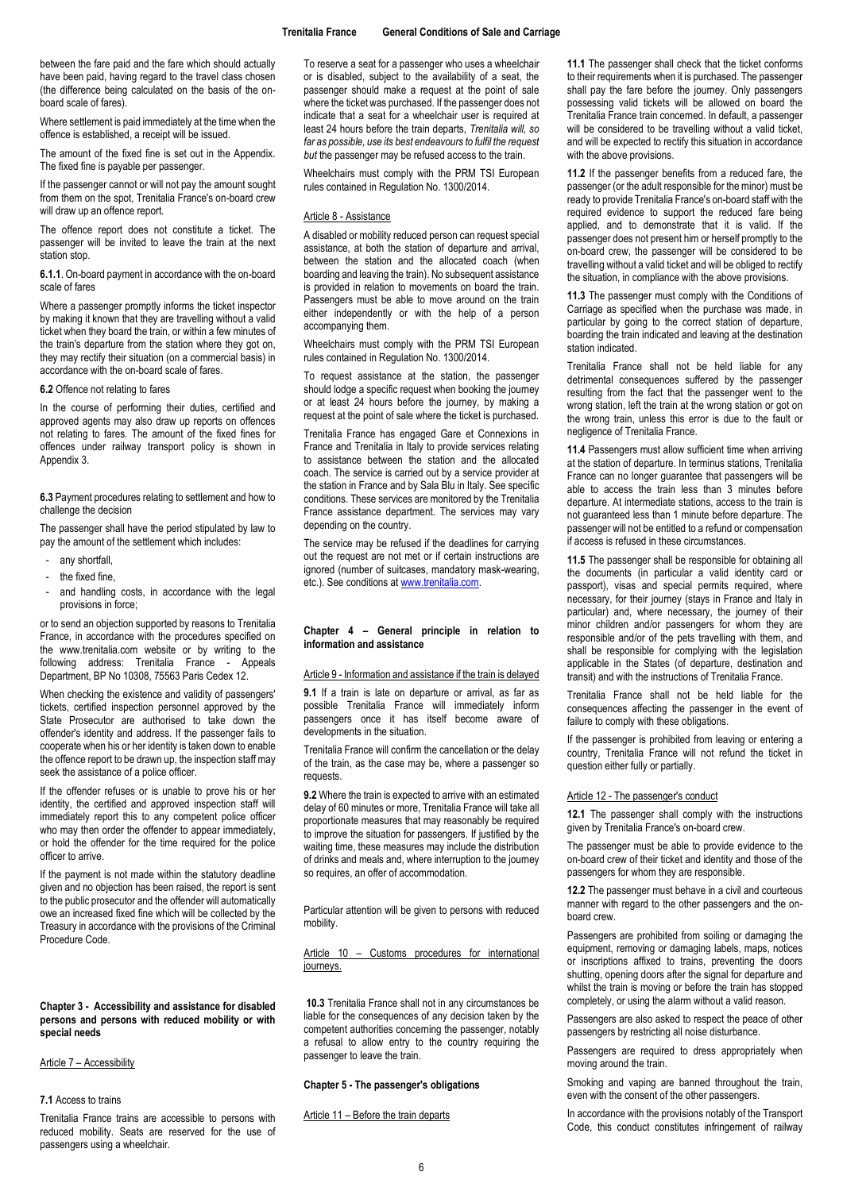between the fare paid and the fare which should actually have been paid, having regard to the travel class chosen (the difference being calculated on the basis of the on-board scale of fares).

Where settlement is paid immediately at the time when the offence is established, a receipt will be issued.

The amount of the fixed fine is set out in the Appendix. The fixed fine is payable per passenger.

If the passenger cannot or will not pay the amount sought from them on the spot, Trenitalia France's on-board crew will draw up an offence report.

The offence report does not constitute a ticket. The passenger will be invited to leave the train at the next station stop.

**6.1.1**. On-board payment in accordance with the on-board scale of fares

Where a passenger promptly informs the ticket inspector by making it known that they are travelling without a valid ticket when they board the train, or within a few minutes of the train's departure from the station where they got on, they may rectify their situation (on a commercial basis) in accordance with the on-board scale of fares.

**6.2** Offence not relating to fares

In the course of performing their duties, certified and approved agents may also draw up reports on offences not relating to fares. The amount of the fixed fines for offences under railway transport policy is shown in Appendix 3.

**6.3** Payment procedures relating to settlement and how to challenge the decision

The passenger shall have the period stipulated by law to pay the amount of the settlement which includes:

- any shortfall,
- the fixed fine,
- and handling costs, in accordance with the legal provisions in force;

or to send an objection supported by reasons to Trenitalia France, in accordance with the procedures specified on the www.trenitalia.com website or by writing to the following address: Trenitalia France - Appeals Department, BP No 10308, 75563 Paris Cedex 12.

When checking the existence and validity of passengers' tickets, certified inspection personnel approved by the State Prosecutor are authorised to take down the offender's identity and address. If the passenger fails to cooperate when his or her identity is taken down to enable the offence report to be drawn up, the inspection staff may seek the assistance of a police officer.

If the offender refuses or is unable to prove his or her identity, the certified and approved inspection staff will immediately report this to any competent police officer who may then order the offender to appear immediately, or hold the offender for the time required for the police officer to arrive.

If the payment is not made within the statutory deadline given and no objection has been raised, the report is sent to the public prosecutor and the offender will automatically owe an increased fixed fine which will be collected by the Treasury in accordance with the provisions of the Criminal Procedure Code.

## Chapter 3 - Accessibility and assistance for disabled persons and persons with reduced mobility or with special needs

### Article 7 – Accessibility

**7.1** Access to trains

Trenitalia France trains are accessible to persons with reduced mobility. Seats are reserved for the use of passengers using a wheelchair.

To reserve a seat for a passenger who uses a wheelchair or is disabled, subject to the availability of a seat, the passenger should make a request at the point of sale where the ticket was purchased. If the passenger does not indicate that a seat for a wheelchair user is required at least 24 hours before the train departs, *Trenitalia will, so far as possible, use its best endeavours to fulfil the request but* the passenger may be refused access to the train.

Wheelchairs must comply with the PRM TSI European rules contained in Regulation No. 1300/2014.

### Article 8 - Assistance

A disabled or mobility reduced person can request special assistance, at both the station of departure and arrival, between the station and the allocated coach (when boarding and leaving the train). No subsequent assistance is provided in relation to movements on board the train. Passengers must be able to move around on the train either independently or with the help of a person accompanying them.

Wheelchairs must comply with the PRM TSI European rules contained in Regulation No. 1300/2014.

To request assistance at the station, the passenger should lodge a specific request when booking the journey or at least 24 hours before the journey, by making a request at the point of sale where the ticket is purchased.

Trenitalia France has engaged Gare et Connexions in France and Trenitalia in Italy to provide services relating to assistance between the station and the allocated coach. The service is carried out by a service provider at the station in France and by Sala Blu in Italy. See specific conditions. These services are monitored by the Trenitalia France assistance department. The services may vary depending on the country.

The service may be refused if the deadlines for carrying out the request are not met or if certain instructions are ignored (number of suitcases, mandatory mask-wearing, etc.). See conditions at www.trenitalia.com.

## Chapter 4 – General principle in relation to information and assistance

### Article 9 - Information and assistance if the train is delayed

**9.1** If a train is late on departure or arrival, as far as possible Trenitalia France will immediately inform passengers once it has itself become aware of developments in the situation.

Trenitalia France will confirm the cancellation or the delay of the train, as the case may be, where a passenger so requests.

**9.2** Where the train is expected to arrive with an estimated delay of 60 minutes or more, Trenitalia France will take all proportionate measures that may reasonably be required to improve the situation for passengers. If justified by the waiting time, these measures may include the distribution of drinks and meals and, where interruption to the journey so requires, an offer of accommodation.

Particular attention will be given to persons with reduced mobility.

### Article 10 – Customs procedures for international journeys.

**10.3** Trenitalia France shall not in any circumstances be liable for the consequences of any decision taken by the competent authorities concerning the passenger, notably a refusal to allow entry to the country requiring the passenger to leave the train.

## Chapter 5 - The passenger's obligations

### Article 11 – Before the train departs

**11.1** The passenger shall check that the ticket conforms to their requirements when it is purchased. The passenger shall pay the fare before the journey. Only passengers possessing valid tickets will be allowed on board the Trenitalia France train concerned. In default, a passenger will be considered to be travelling without a valid ticket, and will be expected to rectify this situation in accordance with the above provisions.

**11.2** If the passenger benefits from a reduced fare, the passenger (or the adult responsible for the minor) must be ready to provide Trenitalia France's on-board staff with the required evidence to support the reduced fare being applied, and to demonstrate that it is valid. If the passenger does not present him or herself promptly to the on-board crew, the passenger will be considered to be travelling without a valid ticket and will be obliged to rectify the situation, in compliance with the above provisions.

**11.3** The passenger must comply with the Conditions of Carriage as specified when the purchase was made, in particular by going to the correct station of departure, boarding the train indicated and leaving at the destination station indicated.

Trenitalia France shall not be held liable for any detrimental consequences suffered by the passenger resulting from the fact that the passenger went to the wrong station, left the train at the wrong station or got on the wrong train, unless this error is due to the fault or negligence of Trenitalia France.

**11.4** Passengers must allow sufficient time when arriving at the station of departure. In terminus stations, Trenitalia France can no longer guarantee that passengers will be able to access the train less than 3 minutes before departure. At intermediate stations, access to the train is not guaranteed less than 1 minute before departure. The passenger will not be entitled to a refund or compensation if access is refused in these circumstances.

**11.5** The passenger shall be responsible for obtaining all the documents (in particular a valid identity card or passport), visas and special permits required, where necessary, for their journey (stays in France and Italy in particular) and, where necessary, the journey of their minor children and/or passengers for whom they are responsible and/or of the pets travelling with them, and shall be responsible for complying with the legislation applicable in the States (of departure, destination and transit) and with the instructions of Trenitalia France.

Trenitalia France shall not be held liable for the consequences affecting the passenger in the event of failure to comply with these obligations.

If the passenger is prohibited from leaving or entering a country, Trenitalia France will not refund the ticket in question either fully or partially.

### Article 12 - The passenger's conduct

**12.1** The passenger shall comply with the instructions given by Trenitalia France's on-board crew.

The passenger must be able to provide evidence to the on-board crew of their ticket and identity and those of the passengers for whom they are responsible.

**12.2** The passenger must behave in a civil and courteous manner with regard to the other passengers and the on-board crew.

Passengers are prohibited from soiling or damaging the equipment, removing or damaging labels, maps, notices or inscriptions affixed to trains, preventing the doors shutting, opening doors after the signal for departure and whilst the train is moving or before the train has stopped completely, or using the alarm without a valid reason.

Passengers are also asked to respect the peace of other passengers by restricting all noise disturbance.

Passengers are required to dress appropriately when moving around the train.

Smoking and vaping are banned throughout the train, even with the consent of the other passengers.

In accordance with the provisions notably of the Transport Code, this conduct constitutes infringement of railway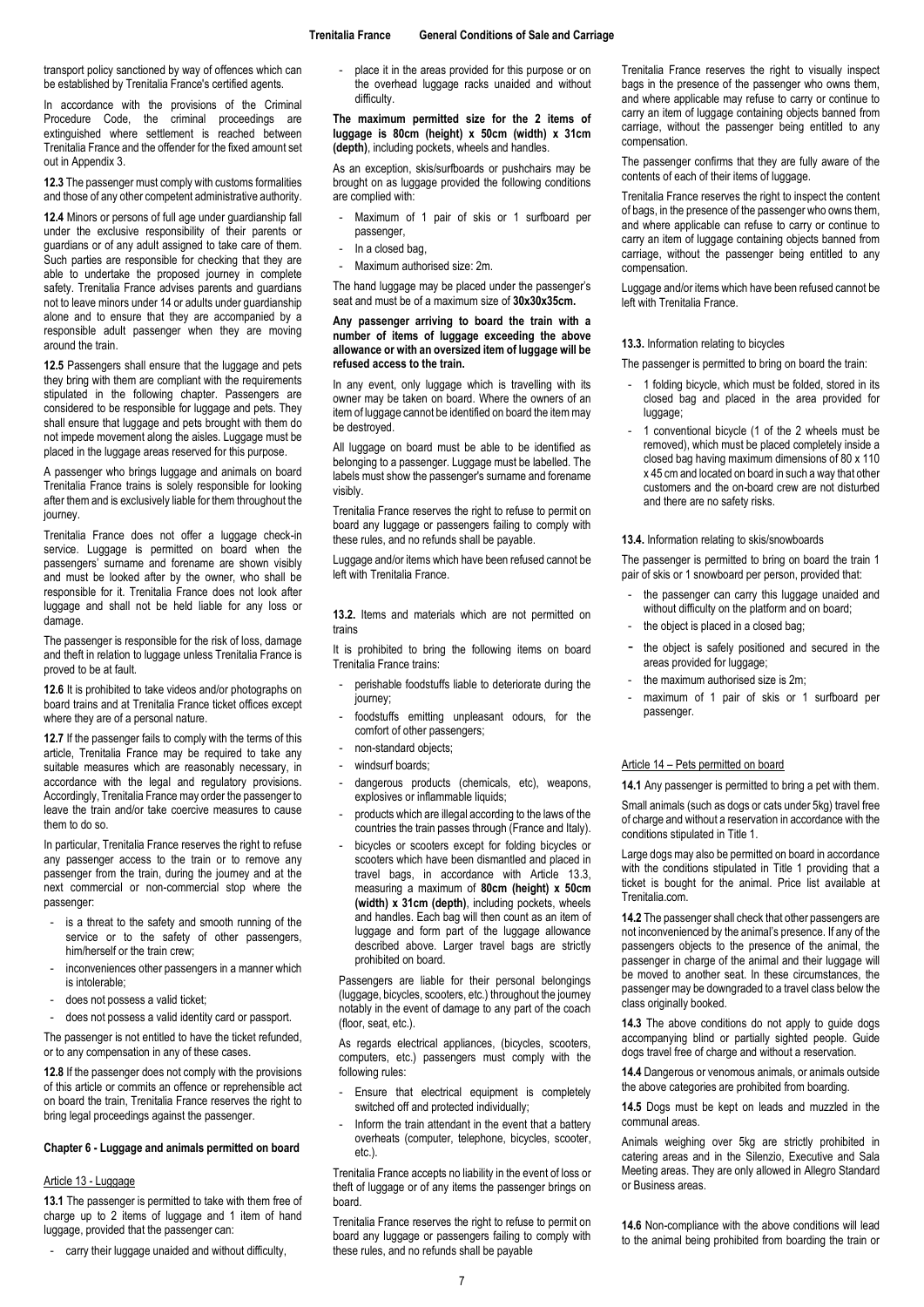transport policy sanctioned by way of offences which can be established by Trenitalia France's certified agents.

In accordance with the provisions of the Criminal Procedure Code, the criminal proceedings are extinguished where settlement is reached between Trenitalia France and the offender for the fixed amount set out in Appendix 3.

**12.3** The passenger must comply with customs formalities and those of any other competent administrative authority.

**12.4** Minors or persons of full age under guardianship fall under the exclusive responsibility of their parents or guardians or of any adult assigned to take care of them. Such parties are responsible for checking that they are able to undertake the proposed journey in complete safety. Trenitalia France advises parents and guardians not to leave minors under 14 or adults under guardianship alone and to ensure that they are accompanied by a responsible adult passenger when they are moving around the train.

**12.5** Passengers shall ensure that the luggage and pets they bring with them are compliant with the requirements stipulated in the following chapter. Passengers are considered to be responsible for luggage and pets. They shall ensure that luggage and pets brought with them do not impede movement along the aisles. Luggage must be placed in the luggage areas reserved for this purpose.

A passenger who brings luggage and animals on board Trenitalia France trains is solely responsible for looking after them and is exclusively liable for them throughout the journey.

Trenitalia France does not offer a luggage check-in service. Luggage is permitted on board when the passengers' surname and forename are shown visibly and must be looked after by the owner, who shall be responsible for it. Trenitalia France does not look after luggage and shall not be held liable for any loss or damage.

The passenger is responsible for the risk of loss, damage and theft in relation to luggage unless Trenitalia France is proved to be at fault.

**12.6** It is prohibited to take videos and/or photographs on board trains and at Trenitalia France ticket offices except where they are of a personal nature.

**12.7** If the passenger fails to comply with the terms of this article, Trenitalia France may be required to take any suitable measures which are reasonably necessary, in accordance with the legal and regulatory provisions. Accordingly, Trenitalia France may order the passenger to leave the train and/or take coercive measures to cause them to do so.

In particular, Trenitalia France reserves the right to refuse any passenger access to the train or to remove any passenger from the train, during the journey and at the next commercial or non-commercial stop where the passenger:

- is a threat to the safety and smooth running of the service or to the safety of other passengers, him/herself or the train crew;
- inconveniences other passengers in a manner which is intolerable;
- does not possess a valid ticket;
- does not possess a valid identity card or passport.

The passenger is not entitled to have the ticket refunded, or to any compensation in any of these cases.

**12.8** If the passenger does not comply with the provisions of this article or commits an offence or reprehensible act on board the train, Trenitalia France reserves the right to bring legal proceedings against the passenger.

## Chapter 6 - Luggage and animals permitted on board

### Article 13 - Luggage

**13.1** The passenger is permitted to take with them free of charge up to 2 items of luggage and 1 item of hand luggage, provided that the passenger can:

- carry their luggage unaided and without difficulty,
- place it in the areas provided for this purpose or on the overhead luggage racks unaided and without difficulty.

**The maximum permitted size for the 2 items of luggage is 80cm (height) x 50cm (width) x 31cm (depth)**, including pockets, wheels and handles.

As an exception, skis/surfboards or pushchairs may be brought on as luggage provided the following conditions are complied with:

- Maximum of 1 pair of skis or 1 surfboard per passenger,
- In a closed bag,
- Maximum authorised size: 2m.

The hand luggage may be placed under the passenger's seat and must be of a maximum size of **30x30x35cm.**

**Any passenger arriving to board the train with a number of items of luggage exceeding the above allowance or with an oversized item of luggage will be refused access to the train.**

In any event, only luggage which is travelling with its owner may be taken on board. Where the owners of an item of luggage cannot be identified on board the item may be destroyed.

All luggage on board must be able to be identified as belonging to a passenger. Luggage must be labelled. The labels must show the passenger's surname and forename visibly.

Trenitalia France reserves the right to refuse to permit on board any luggage or passengers failing to comply with these rules, and no refunds shall be payable.

Luggage and/or items which have been refused cannot be left with Trenitalia France.

**13.2.** Items and materials which are not permitted on trains

It is prohibited to bring the following items on board Trenitalia France trains:

- perishable foodstuffs liable to deteriorate during the journey;
- foodstuffs emitting unpleasant odours, for the comfort of other passengers;
- non-standard objects;
- windsurf boards;
- dangerous products (chemicals, etc), weapons, explosives or inflammable liquids;
- products which are illegal according to the laws of the countries the train passes through (France and Italy).
- bicycles or scooters except for folding bicycles or scooters which have been dismantled and placed in travel bags, in accordance with Article 13.3, measuring a maximum of **80cm (height) x 50cm (width) x 31cm (depth)**, including pockets, wheels and handles. Each bag will then count as an item of luggage and form part of the luggage allowance described above. Larger travel bags are strictly prohibited on board.

Passengers are liable for their personal belongings (luggage, bicycles, scooters, etc.) throughout the journey notably in the event of damage to any part of the coach (floor, seat, etc.).

As regards electrical appliances, (bicycles, scooters, computers, etc.) passengers must comply with the following rules:

- Ensure that electrical equipment is completely switched off and protected individually;
- Inform the train attendant in the event that a battery overheats (computer, telephone, bicycles, scooter, etc.).

Trenitalia France accepts no liability in the event of loss or theft of luggage or of any items the passenger brings on board.

Trenitalia France reserves the right to refuse to permit on board any luggage or passengers failing to comply with these rules, and no refunds shall be payable

Trenitalia France reserves the right to visually inspect bags in the presence of the passenger who owns them, and where applicable may refuse to carry or continue to carry an item of luggage containing objects banned from carriage, without the passenger being entitled to any compensation.

The passenger confirms that they are fully aware of the contents of each of their items of luggage.

Trenitalia France reserves the right to inspect the content of bags, in the presence of the passenger who owns them, and where applicable can refuse to carry or continue to carry an item of luggage containing objects banned from carriage, without the passenger being entitled to any compensation.

Luggage and/or items which have been refused cannot be left with Trenitalia France.

**13.3.** Information relating to bicycles

The passenger is permitted to bring on board the train:

- 1 folding bicycle, which must be folded, stored in its closed bag and placed in the area provided for luggage;
- 1 conventional bicycle (1 of the 2 wheels must be removed), which must be placed completely inside a closed bag having maximum dimensions of 80 x 110 x 45 cm and located on board in such a way that other customers and the on-board crew are not disturbed and there are no safety risks.

**13.4.** Information relating to skis/snowboards

The passenger is permitted to bring on board the train 1 pair of skis or 1 snowboard per person, provided that:

- the passenger can carry this luggage unaided and without difficulty on the platform and on board;
- the object is placed in a closed bag;
- the object is safely positioned and secured in the areas provided for luggage;
- the maximum authorised size is 2m;
- maximum of 1 pair of skis or 1 surfboard per passenger.

### Article 14 – Pets permitted on board

**14.1** Any passenger is permitted to bring a pet with them.

Small animals (such as dogs or cats under 5kg) travel free of charge and without a reservation in accordance with the conditions stipulated in Title 1.

Large dogs may also be permitted on board in accordance with the conditions stipulated in Title 1 providing that a ticket is bought for the animal. Price list available at Trenitalia.com.

**14.2** The passenger shall check that other passengers are not inconvenienced by the animal's presence. If any of the passengers objects to the presence of the animal, the passenger in charge of the animal and their luggage will be moved to another seat. In these circumstances, the passenger may be downgraded to a travel class below the class originally booked.

**14.3** The above conditions do not apply to guide dogs accompanying blind or partially sighted people. Guide dogs travel free of charge and without a reservation.

**14.4** Dangerous or venomous animals, or animals outside the above categories are prohibited from boarding.

**14.5** Dogs must be kept on leads and muzzled in the communal areas.

Animals weighing over 5kg are strictly prohibited in catering areas and in the Silenzio, Executive and Sala Meeting areas. They are only allowed in Allegro Standard or Business areas.

**14.6** Non-compliance with the above conditions will lead to the animal being prohibited from boarding the train or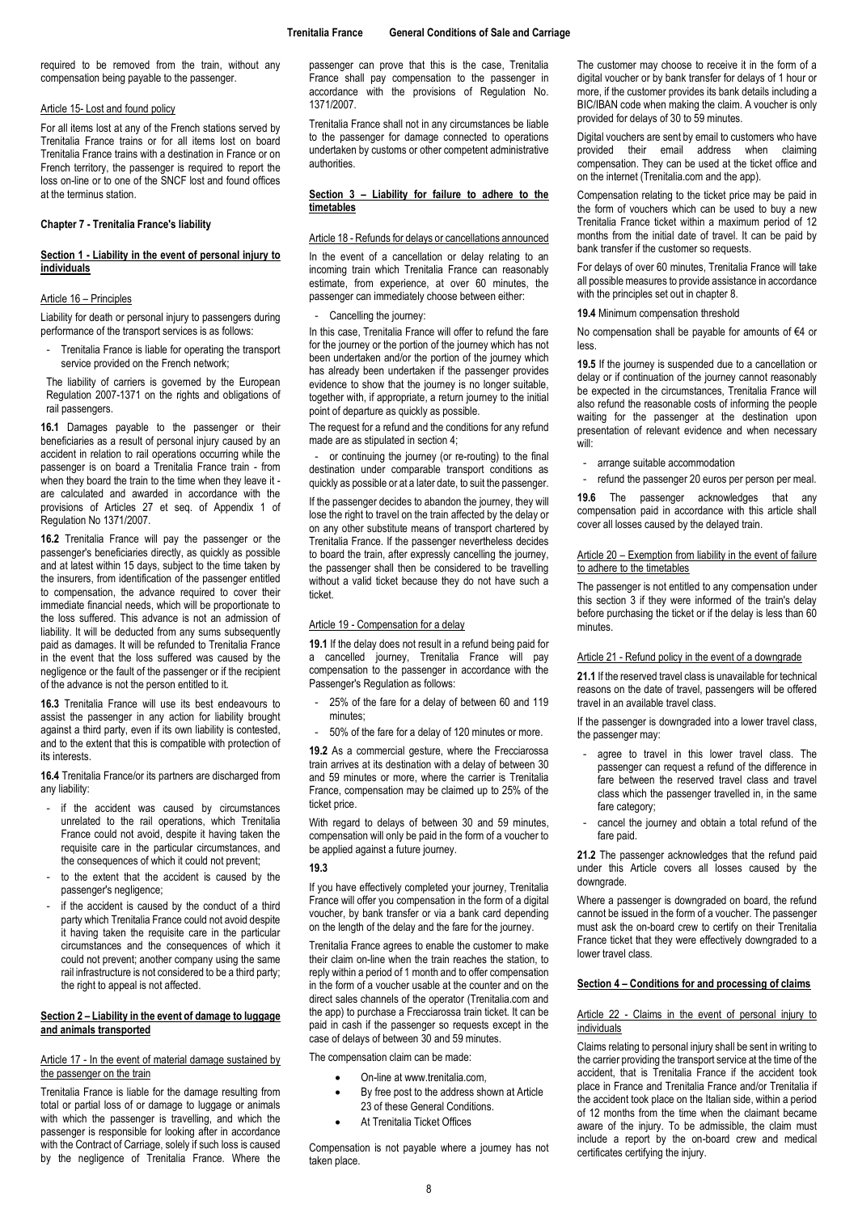required to be removed from the train, without any compensation being payable to the passenger.

Article 15- Lost and found policy

For all items lost at any of the French stations served by Trenitalia France trains or for all items lost on board Trenitalia France trains with a destination in France or on French territory, the passenger is required to report the loss on-line or to one of the SNCF lost and found offices at the terminus station.

## Chapter 7 - Trenitalia France's liability

### Section 1 - Liability in the event of personal injury to individuals

Article 16 – Principles

Liability for death or personal injury to passengers during performance of the transport services is as follows:

- Trenitalia France is liable for operating the transport service provided on the French network;

The liability of carriers is governed by the European Regulation 2007-1371 on the rights and obligations of rail passengers.

**16.1** Damages payable to the passenger or their beneficiaries as a result of personal injury caused by an accident in relation to rail operations occurring while the passenger is on board a Trenitalia France train - from when they board the train to the time when they leave it - are calculated and awarded in accordance with the provisions of Articles 27 et seq. of Appendix 1 of Regulation No 1371/2007.

**16.2** Trenitalia France will pay the passenger or the passenger's beneficiaries directly, as quickly as possible and at latest within 15 days, subject to the time taken by the insurers, from identification of the passenger entitled to compensation, the advance required to cover their immediate financial needs, which will be proportionate to the loss suffered. This advance is not an admission of liability. It will be deducted from any sums subsequently paid as damages. It will be refunded to Trenitalia France in the event that the loss suffered was caused by the negligence or the fault of the passenger or if the recipient of the advance is not the person entitled to it.

**16.3** Trenitalia France will use its best endeavours to assist the passenger in any action for liability brought against a third party, even if its own liability is contested, and to the extent that this is compatible with protection of its interests.

**16.4** Trenitalia France/or its partners are discharged from any liability:

- if the accident was caused by circumstances unrelated to the rail operations, which Trenitalia France could not avoid, despite it having taken the requisite care in the particular circumstances, and the consequences of which it could not prevent;
- to the extent that the accident is caused by the passenger's negligence;
- if the accident is caused by the conduct of a third party which Trenitalia France could not avoid despite it having taken the requisite care in the particular circumstances and the consequences of which it could not prevent; another company using the same rail infrastructure is not considered to be a third party; the right to appeal is not affected.

### Section 2 – Liability in the event of damage to luggage and animals transported

Article 17 - In the event of material damage sustained by the passenger on the train

Trenitalia France is liable for the damage resulting from total or partial loss of or damage to luggage or animals with which the passenger is travelling, and which the passenger is responsible for looking after in accordance with the Contract of Carriage, solely if such loss is caused by the negligence of Trenitalia France. Where the passenger can prove that this is the case, Trenitalia France shall pay compensation to the passenger in accordance with the provisions of Regulation No. 1371/2007.

Trenitalia France shall not in any circumstances be liable to the passenger for damage connected to operations undertaken by customs or other competent administrative authorities.

### Section 3 – Liability for failure to adhere to the timetables

Article 18 - Refunds for delays or cancellations announced

In the event of a cancellation or delay relating to an incoming train which Trenitalia France can reasonably estimate, from experience, at over 60 minutes, the passenger can immediately choose between either:

- Cancelling the journey:

In this case, Trenitalia France will offer to refund the fare for the journey or the portion of the journey which has not been undertaken and/or the portion of the journey which has already been undertaken if the passenger provides evidence to show that the journey is no longer suitable, together with, if appropriate, a return journey to the initial point of departure as quickly as possible.

The request for a refund and the conditions for any refund made are as stipulated in section 4;

- or continuing the journey (or re-routing) to the final destination under comparable transport conditions as quickly as possible or at a later date, to suit the passenger.

If the passenger decides to abandon the journey, they will lose the right to travel on the train affected by the delay or on any other substitute means of transport chartered by Trenitalia France. If the passenger nevertheless decides to board the train, after expressly cancelling the journey, the passenger shall then be considered to be travelling without a valid ticket because they do not have such a ticket.

Article 19 - Compensation for a delay

**19.1** If the delay does not result in a refund being paid for a cancelled journey, Trenitalia France will pay compensation to the passenger in accordance with the Passenger's Regulation as follows:

- 25% of the fare for a delay of between 60 and 119 minutes;
- 50% of the fare for a delay of 120 minutes or more.

**19.2** As a commercial gesture, where the Frecciarossa train arrives at its destination with a delay of between 30 and 59 minutes or more, where the carrier is Trenitalia France, compensation may be claimed up to 25% of the ticket price.

With regard to delays of between 30 and 59 minutes, compensation will only be paid in the form of a voucher to be applied against a future journey.

**19.3**

If you have effectively completed your journey, Trenitalia France will offer you compensation in the form of a digital voucher, by bank transfer or via a bank card depending on the length of the delay and the fare for the journey.

Trenitalia France agrees to enable the customer to make their claim on-line when the train reaches the station, to reply within a period of 1 month and to offer compensation in the form of a voucher usable at the counter and on the direct sales channels of the operator (Trenitalia.com and the app) to purchase a Frecciarossa train ticket. It can be paid in cash if the passenger so requests except in the case of delays of between 30 and 59 minutes.

The compensation claim can be made:

- On-line at www.trenitalia.com,
- By free post to the address shown at Article 23 of these General Conditions.
- At Trenitalia Ticket Offices

Compensation is not payable where a journey has not taken place.

The customer may choose to receive it in the form of a digital voucher or by bank transfer for delays of 1 hour or more, if the customer provides its bank details including a BIC/IBAN code when making the claim. A voucher is only provided for delays of 30 to 59 minutes.

Digital vouchers are sent by email to customers who have provided their email address when claiming compensation. They can be used at the ticket office and on the internet (Trenitalia.com and the app).

Compensation relating to the ticket price may be paid in the form of vouchers which can be used to buy a new Trenitalia France ticket within a maximum period of 12 months from the initial date of travel. It can be paid by bank transfer if the customer so requests.

For delays of over 60 minutes, Trenitalia France will take all possible measures to provide assistance in accordance with the principles set out in chapter 8.

**19.4** Minimum compensation threshold

No compensation shall be payable for amounts of €4 or less.

**19.5** If the journey is suspended due to a cancellation or delay or if continuation of the journey cannot reasonably be expected in the circumstances, Trenitalia France will also refund the reasonable costs of informing the people waiting for the passenger at the destination upon presentation of relevant evidence and when necessary will:

- arrange suitable accommodation
- refund the passenger 20 euros per person per meal.

**19.6** The passenger acknowledges that any compensation paid in accordance with this article shall cover all losses caused by the delayed train.

Article 20 – Exemption from liability in the event of failure to adhere to the timetables

The passenger is not entitled to any compensation under this section 3 if they were informed of the train's delay before purchasing the ticket or if the delay is less than 60 minutes.

Article 21 - Refund policy in the event of a downgrade

**21.1** If the reserved travel class is unavailable for technical reasons on the date of travel, passengers will be offered travel in an available travel class.

If the passenger is downgraded into a lower travel class, the passenger may:

- agree to travel in this lower travel class. The passenger can request a refund of the difference in fare between the reserved travel class and travel class which the passenger travelled in, in the same fare category;
- cancel the journey and obtain a total refund of the fare paid.

**21.2** The passenger acknowledges that the refund paid under this Article covers all losses caused by the downgrade.

Where a passenger is downgraded on board, the refund cannot be issued in the form of a voucher. The passenger must ask the on-board crew to certify on their Trenitalia France ticket that they were effectively downgraded to a lower travel class.

### Section 4 – Conditions for and processing of claims

Article 22 - Claims in the event of personal injury to individuals

Claims relating to personal injury shall be sent in writing to the carrier providing the transport service at the time of the accident, that is Trenitalia France if the accident took place in France and Trenitalia France and/or Trenitalia if the accident took place on the Italian side, within a period of 12 months from the time when the claimant became aware of the injury. To be admissible, the claim must include a report by the on-board crew and medical certificates certifying the injury.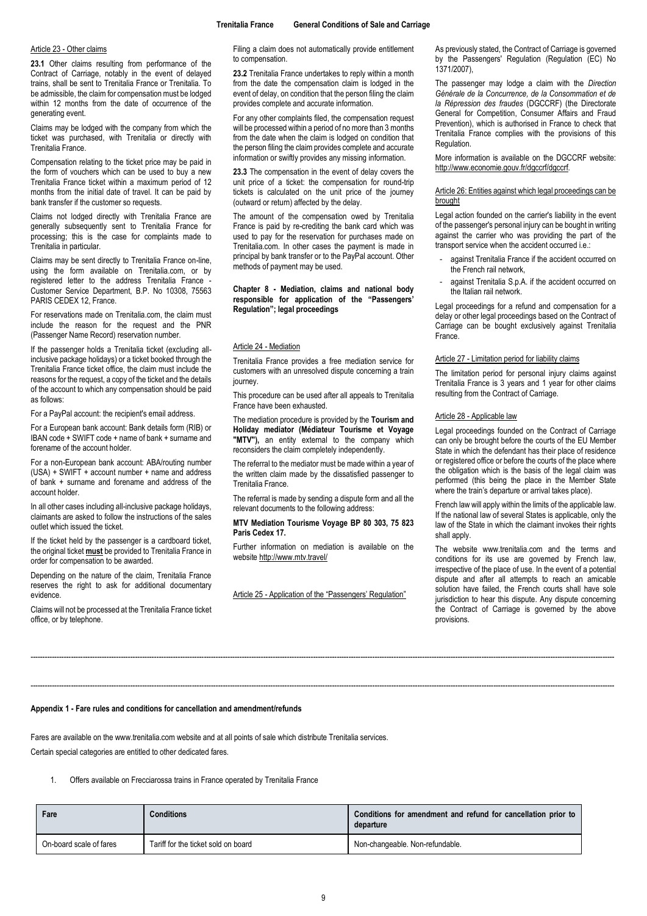### Article 23 - Other claims

**23.1** Other claims resulting from performance of the Contract of Carriage, notably in the event of delayed trains, shall be sent to Trenitalia France or Trenitalia. To be admissible, the claim for compensation must be lodged within 12 months from the date of occurrence of the generating event.

Claims may be lodged with the company from which the ticket was purchased, with Trenitalia or directly with Trenitalia France.

Compensation relating to the ticket price may be paid in the form of vouchers which can be used to buy a new Trenitalia France ticket within a maximum period of 12 months from the initial date of travel. It can be paid by bank transfer if the customer so requests.

Claims not lodged directly with Trenitalia France are generally subsequently sent to Trenitalia France for processing; this is the case for complaints made to Trenitalia in particular.

Claims may be sent directly to Trenitalia France on-line, using the form available on Trenitalia.com, or by registered letter to the address Trenitalia France - Customer Service Department, B.P. No 10308, 75563 PARIS CEDEX 12, France.

For reservations made on Trenitalia.com, the claim must include the reason for the request and the PNR (Passenger Name Record) reservation number.

If the passenger holds a Trenitalia ticket (excluding all-inclusive package holidays) or a ticket booked through the Trenitalia France ticket office, the claim must include the reasons for the request, a copy of the ticket and the details of the account to which any compensation should be paid as follows:

For a PayPal account: the recipient's email address.

For a European bank account: Bank details form (RIB) or IBAN code + SWIFT code + name of bank + surname and forename of the account holder.

For a non-European bank account: ABA/routing number (USA) + SWIFT + account number + name and address of bank + surname and forename and address of the account holder.

In all other cases including all-inclusive package holidays, claimants are asked to follow the instructions of the sales outlet which issued the ticket.

If the ticket held by the passenger is a cardboard ticket, the original ticket **must** be provided to Trenitalia France in order for compensation to be awarded.

Depending on the nature of the claim, Trenitalia France reserves the right to ask for additional documentary evidence.

Claims will not be processed at the Trenitalia France ticket office, or by telephone.

Filing a claim does not automatically provide entitlement to compensation.

**23.2** Trenitalia France undertakes to reply within a month from the date the compensation claim is lodged in the event of delay, on condition that the person filing the claim provides complete and accurate information.

For any other complaints filed, the compensation request will be processed within a period of no more than 3 months from the date when the claim is lodged on condition that the person filing the claim provides complete and accurate information or swiftly provides any missing information.

**23.3** The compensation in the event of delay covers the unit price of a ticket: the compensation for round-trip tickets is calculated on the unit price of the journey (outward or return) affected by the delay.

The amount of the compensation owed by Trenitalia France is paid by re-crediting the bank card which was used to pay for the reservation for purchases made on Trenitalia.com. In other cases the payment is made in principal by bank transfer or to the PayPal account. Other methods of payment may be used.

## Chapter 8 - Mediation, claims and national body responsible for application of the "Passengers' Regulation"; legal proceedings

### Article 24 - Mediation

Trenitalia France provides a free mediation service for customers with an unresolved dispute concerning a train journey.

This procedure can be used after all appeals to Trenitalia France have been exhausted.

The mediation procedure is provided by the **Tourism and Holiday mediator (Médiateur Tourisme et Voyage "MTV"),** an entity external to the company which reconsiders the claim completely independently.

The referral to the mediator must be made within a year of the written claim made by the dissatisfied passenger to Trenitalia France.

The referral is made by sending a dispute form and all the relevant documents to the following address:

**MTV Mediation Tourisme Voyage BP 80 303, 75 823 Paris Cedex 17.**

Further information on mediation is available on the website http://www.mtv.travel/

### Article 25 - Application of the "Passengers' Regulation"

As previously stated, the Contract of Carriage is governed by the Passengers' Regulation (Regulation (EC) No 1371/2007),

The passenger may lodge a claim with the *Direction Générale de la Concurrence, de la Consommation et de la Répression des fraudes* (DGCCRF) (the Directorate General for Competition, Consumer Affairs and Fraud Prevention), which is authorised in France to check that Trenitalia France complies with the provisions of this Regulation.

More information is available on the DGCCRF website: http://www.economie.gouv.fr/dgccrf/dgccrf.

### Article 26: Entities against which legal proceedings can be brought

Legal action founded on the carrier's liability in the event of the passenger's personal injury can be bought in writing against the carrier who was providing the part of the transport service when the accident occurred i.e.:

- against Trenitalia France if the accident occurred on the French rail network,
- against Trenitalia S.p.A. if the accident occurred on the Italian rail network.

Legal proceedings for a refund and compensation for a delay or other legal proceedings based on the Contract of Carriage can be bought exclusively against Trenitalia France.

### Article 27 - Limitation period for liability claims

The limitation period for personal injury claims against Trenitalia France is 3 years and 1 year for other claims resulting from the Contract of Carriage.

### Article 28 - Applicable law

Legal proceedings founded on the Contract of Carriage can only be brought before the courts of the EU Member State in which the defendant has their place of residence or registered office or before the courts of the place where the obligation which is the basis of the legal claim was performed (this being the place in the Member State where the train's departure or arrival takes place).

French law will apply within the limits of the applicable law. If the national law of several States is applicable, only the law of the State in which the claimant invokes their rights shall apply.

The website www.trenitalia.com and the terms and conditions for its use are governed by French law, irrespective of the place of use. In the event of a potential dispute and after all attempts to reach an amicable solution have failed, the French courts shall have sole jurisdiction to hear this dispute. Any dispute concerning the Contract of Carriage is governed by the above provisions.

---

## Appendix 1 - Fare rules and conditions for cancellation and amendment/refunds

Fares are available on the www.trenitalia.com website and at all points of sale which distribute Trenitalia services.

Certain special categories are entitled to other dedicated fares.

1. Offers available on Frecciarossa trains in France operated by Trenitalia France

| Fare | Conditions | Conditions for amendment and refund for cancellation prior to departure |
|---|---|---|
| On-board scale of fares | Tariff for the ticket sold on board | Non-changeable. Non-refundable. |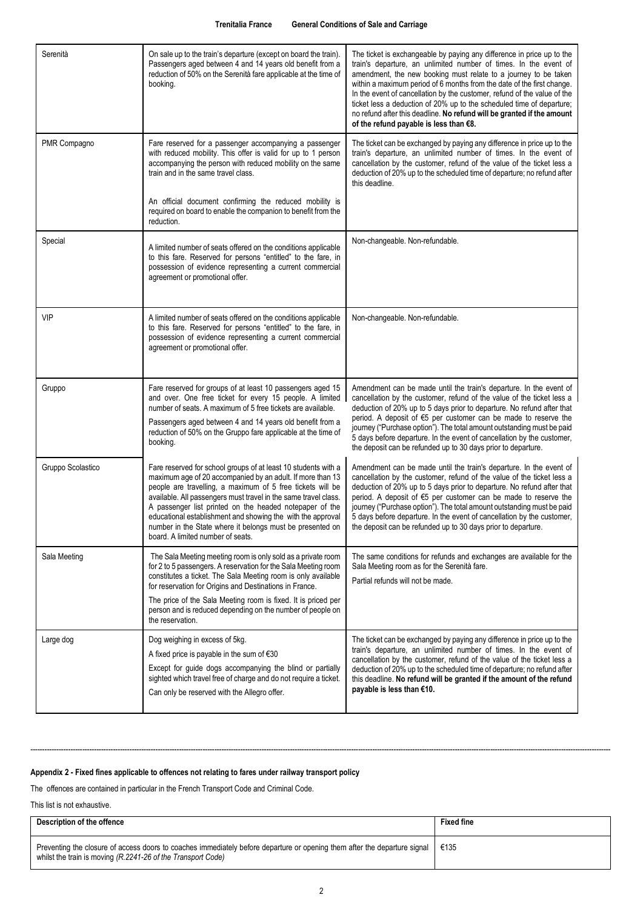| | | |
|---|---|---|
| Serenità | On sale up to the train's departure (except on board the train). Passengers aged between 4 and 14 years old benefit from a reduction of 50% on the Serenità fare applicable at the time of booking. | The ticket is exchangeable by paying any difference in price up to the train's departure, an unlimited number of times. In the event of amendment, the new booking must relate to a journey to be taken within a maximum period of 6 months from the date of the first change. In the event of cancellation by the customer, refund of the value of the ticket less a deduction of 20% up to the scheduled time of departure; no refund after this deadline. **No refund will be granted if the amount of the refund payable is less than €8.** |
| PMR Compagno | Fare reserved for a passenger accompanying a passenger with reduced mobility. This offer is valid for up to 1 person accompanying the person with reduced mobility on the same train and in the same travel class.<br><br>An official document confirming the reduced mobility is required on board to enable the companion to benefit from the reduction. | The ticket can be exchanged by paying any difference in price up to the train's departure, an unlimited number of times. In the event of cancellation by the customer, refund of the value of the ticket less a deduction of 20% up to the scheduled time of departure; no refund after this deadline. |
| Special | A limited number of seats offered on the conditions applicable to this fare. Reserved for persons "entitled" to the fare, in possession of evidence representing a current commercial agreement or promotional offer. | Non-changeable. Non-refundable. |
| VIP | A limited number of seats offered on the conditions applicable to this fare. Reserved for persons "entitled" to the fare, in possession of evidence representing a current commercial agreement or promotional offer. | Non-changeable. Non-refundable. |
| Gruppo | Fare reserved for groups of at least 10 passengers aged 15 and over. One free ticket for every 15 people. A limited number of seats. A maximum of 5 free tickets are available.<br><br>Passengers aged between 4 and 14 years old benefit from a reduction of 50% on the Gruppo fare applicable at the time of booking. | Amendment can be made until the train's departure. In the event of cancellation by the customer, refund of the value of the ticket less a deduction of 20% up to 5 days prior to departure. No refund after that period. A deposit of €5 per customer can be made to reserve the journey ("Purchase option"). The total amount outstanding must be paid 5 days before departure. In the event of cancellation by the customer, the deposit can be refunded up to 30 days prior to departure. |
| Gruppo Scolastico | Fare reserved for school groups of at least 10 students with a maximum age of 20 accompanied by an adult. If more than 13 people are travelling, a maximum of 5 free tickets will be available. All passengers must travel in the same travel class. A passenger list printed on the headed notepaper of the educational establishment and showing the with the approval number in the State where it belongs must be presented on board. A limited number of seats. | Amendment can be made until the train's departure. In the event of cancellation by the customer, refund of the value of the ticket less a deduction of 20% up to 5 days prior to departure. No refund after that period. A deposit of €5 per customer can be made to reserve the journey ("Purchase option"). The total amount outstanding must be paid 5 days before departure. In the event of cancellation by the customer, the deposit can be refunded up to 30 days prior to departure. |
| Sala Meeting | The Sala Meeting meeting room is only sold as a private room for 2 to 5 passengers. A reservation for the Sala Meeting room constitutes a ticket. The Sala Meeting room is only available for reservation for Origins and Destinations in France.<br><br>The price of the Sala Meeting room is fixed. It is priced per person and is reduced depending on the number of people on the reservation. | The same conditions for refunds and exchanges are available for the Sala Meeting room as for the Serenità fare.<br><br>Partial refunds will not be made. |
| Large dog | Dog weighing in excess of 5kg.<br><br>A fixed price is payable in the sum of €30<br><br>Except for guide dogs accompanying the blind or partially sighted which travel free of charge and do not require a ticket.<br><br>Can only be reserved with the Allegro offer. | The ticket can be exchanged by paying any difference in price up to the train's departure, an unlimited number of times. In the event of cancellation by the customer, refund of the value of the ticket less a deduction of 20% up to the scheduled time of departure; no refund after this deadline. **No refund will be granted if the amount of the refund payable is less than €10.** |

---

**Appendix 2 - Fixed fines applicable to offences not relating to fares under railway transport policy**

The offences are contained in particular in the French Transport Code and Criminal Code.

This list is not exhaustive.

| Description of the offence | Fixed fine |
|---|---|
| Preventing the closure of access doors to coaches immediately before departure or opening them after the departure signal whilst the train is moving *(R.2241-26 of the Transport Code)* | €135 |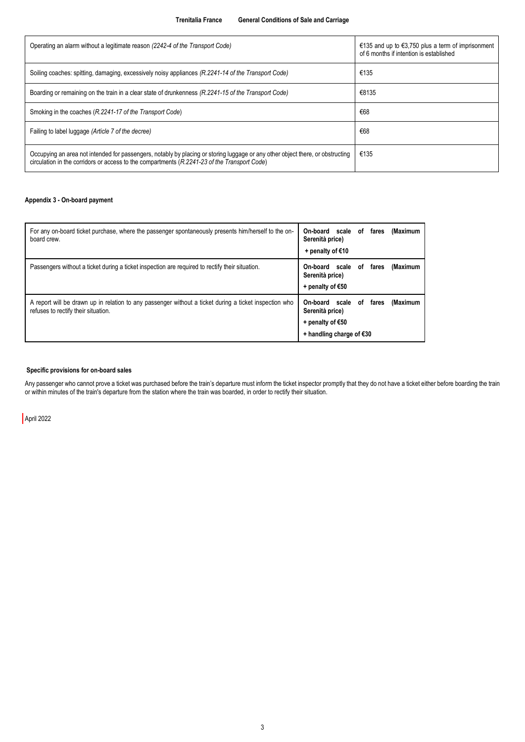| | |
|---|---|
| Operating an alarm without a legitimate reason *(2242-4 of the Transport Code)* | €135 and up to €3,750 plus a term of imprisonment of 6 months if intention is established |
| Soiling coaches: spitting, damaging, excessively noisy appliances *(R.2241-14 of the Transport Code)* | €135 |
| Boarding or remaining on the train in a clear state of drunkenness *(R.2241-15 of the Transport Code)* | €8135 |
| Smoking in the coaches (*R.2241-17 of the Transport Code*) | €68 |
| Failing to label luggage *(Article 7 of the decree)* | €68 |
| Occupying an area not intended for passengers, notably by placing or storing luggage or any other object there, or obstructing circulation in the corridors or access to the compartments (*R.2241-23 of the Transport Code*) | €135 |

#### Appendix 3 - On-board payment

| | |
|---|---|
| For any on-board ticket purchase, where the passenger spontaneously presents him/herself to the on-board crew. | **On-board scale of fares (Maximum Serenità price)**<br>**+ penalty of €10** |
| Passengers without a ticket during a ticket inspection are required to rectify their situation. | **On-board scale of fares (Maximum Serenità price)**<br>**+ penalty of €50** |
| A report will be drawn up in relation to any passenger without a ticket during a ticket inspection who refuses to rectify their situation. | **On-board scale of fares (Maximum Serenità price)**<br>**+ penalty of €50**<br>**+ handling charge of €30** |

#### Specific provisions for on-board sales

Any passenger who cannot prove a ticket was purchased before the train's departure must inform the ticket inspector promptly that they do not have a ticket either before boarding the train or within minutes of the train's departure from the station where the train was boarded, in order to rectify their situation.

April 2022